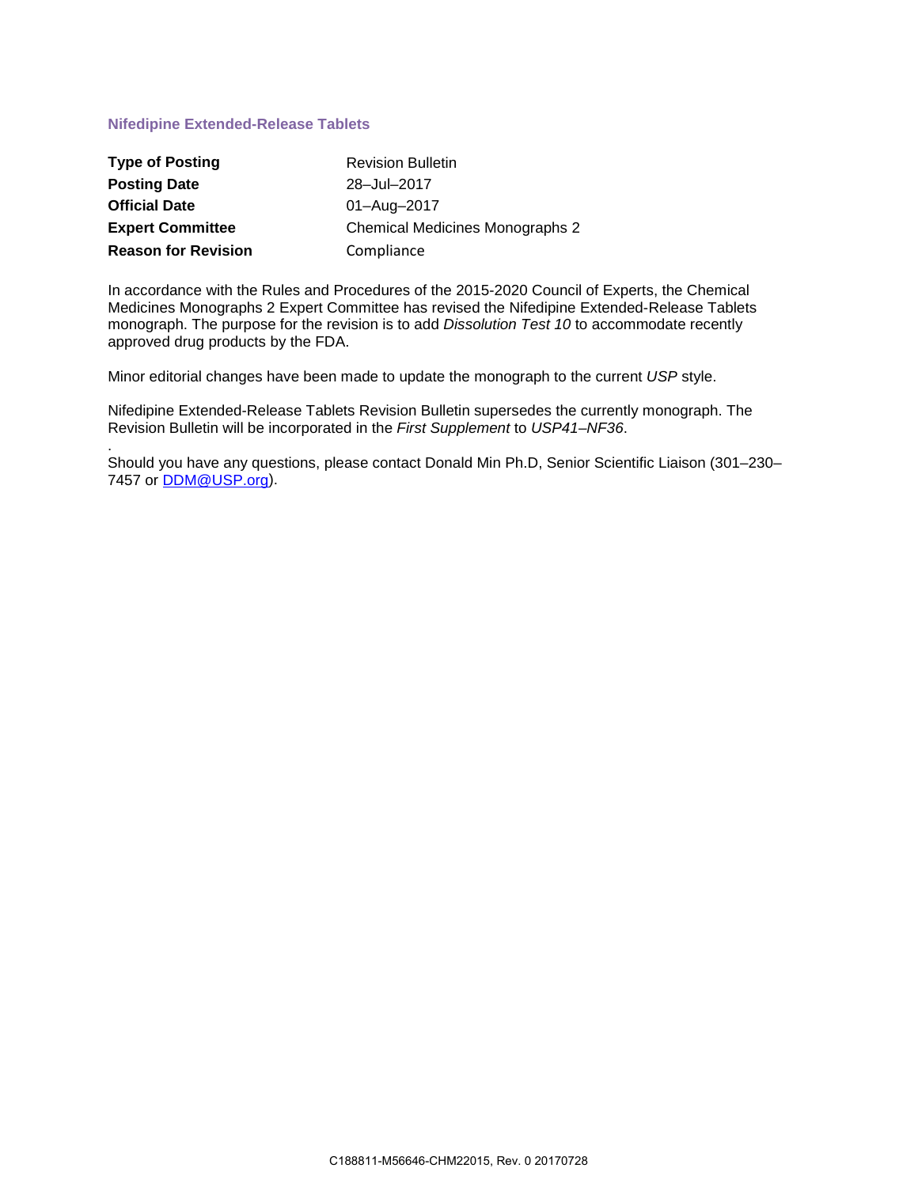## Nifedipine Extended-Release Tablets

| | |
|---|---|
| **Type of Posting** | Revision Bulletin |
| **Posting Date** | 28–Jul–2017 |
| **Official Date** | 01–Aug–2017 |
| **Expert Committee** | Chemical Medicines Monographs 2 |
| **Reason for Revision** | Compliance |

In accordance with the Rules and Procedures of the 2015-2020 Council of Experts, the Chemical Medicines Monographs 2 Expert Committee has revised the Nifedipine Extended-Release Tablets monograph. The purpose for the revision is to add *Dissolution Test 10* to accommodate recently approved drug products by the FDA.

Minor editorial changes have been made to update the monograph to the current *USP* style.

Nifedipine Extended-Release Tablets Revision Bulletin supersedes the currently monograph. The Revision Bulletin will be incorporated in the *First Supplement* to *USP41–NF36*.

.
Should you have any questions, please contact Donald Min Ph.D, Senior Scientific Liaison (301–230–7457 or DDM@USP.org).

C188811-M56646-CHM22015, Rev. 0 20170728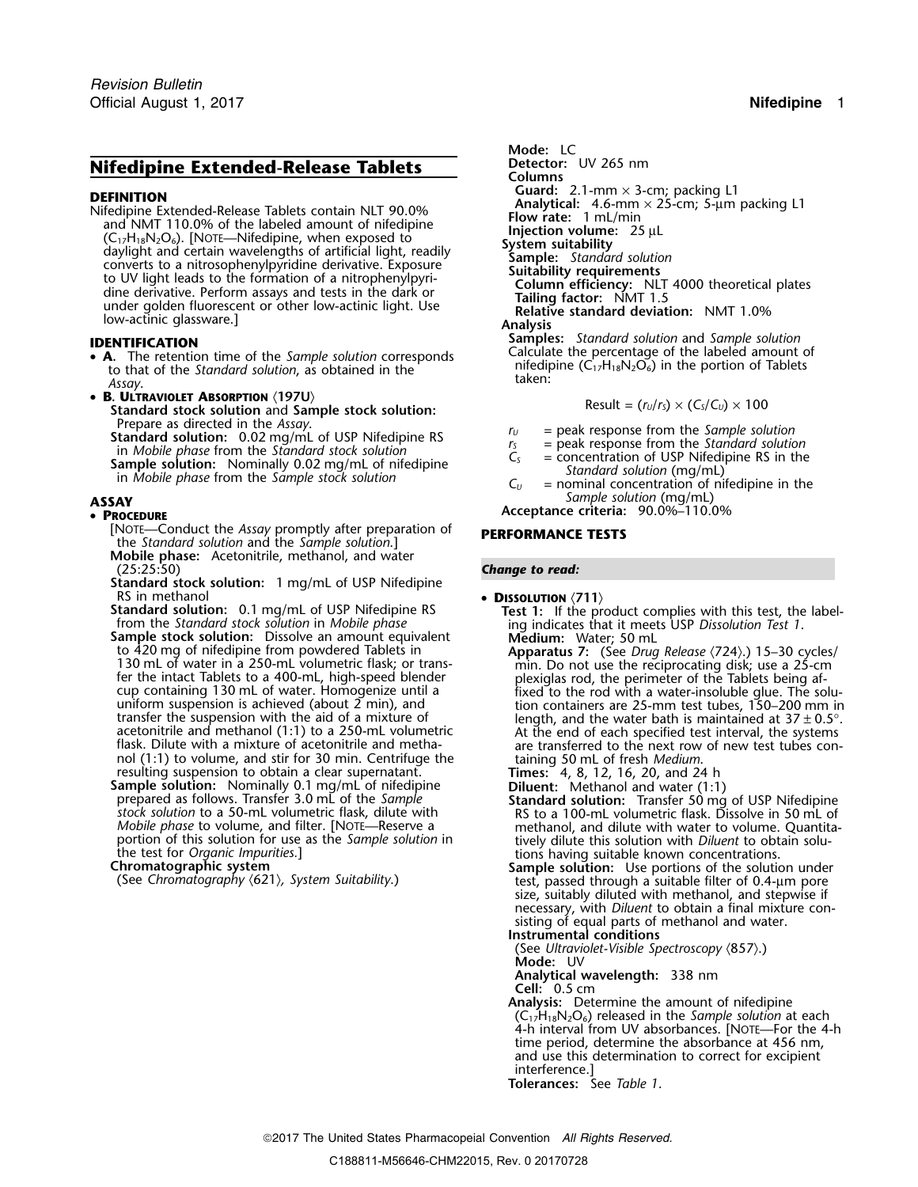# Nifedipine Extended-Release Tablets

**DEFINITION**

Nifedipine Extended-Release Tablets contain NLT 90.0% and NMT 110.0% of the labeled amount of nifedipine ($C_{17}H_{18}N_2O_6$). [NOTE—Nifedipine, when exposed to daylight and certain wavelengths of artificial light, readily converts to a nitrosophenylpyridine derivative. Exposure to UV light leads to the formation of a nitrophenylpyridine derivative. Perform assays and tests in the dark or under golden fluorescent or other low-actinic light. Use low-actinic glassware.]

**IDENTIFICATION**

- **A.** The retention time of the *Sample solution* corresponds to that of the *Standard solution*, as obtained in the *Assay*.
- **B. ULTRAVIOLET ABSORPTION ⟨197U⟩**
  **Standard stock solution** and **Sample stock solution:** Prepare as directed in the *Assay*.
  **Standard solution:** 0.02 mg/mL of USP Nifedipine RS in *Mobile phase* from the *Standard stock solution*
  **Sample solution:** Nominally 0.02 mg/mL of nifedipine in *Mobile phase* from the *Sample stock solution*

**ASSAY**

- **PROCEDURE**

[NOTE—Conduct the *Assay* promptly after preparation of the *Standard solution* and the *Sample solution*.]

**Mobile phase:** Acetonitrile, methanol, and water (25:25:50)

**Standard stock solution:** 1 mg/mL of USP Nifedipine RS in methanol

**Standard solution:** 0.1 mg/mL of USP Nifedipine RS from the *Standard stock solution* in *Mobile phase*

**Sample stock solution:** Dissolve an amount equivalent to 420 mg of nifedipine from powdered Tablets in 130 mL of water in a 250-mL volumetric flask; or transfer the intact Tablets to a 400-mL, high-speed blender cup containing 130 mL of water. Homogenize until a uniform suspension is achieved (about 2 min), and transfer the suspension with the aid of a mixture of acetonitrile and methanol (1:1) to a 250-mL volumetric flask. Dilute with a mixture of acetonitrile and methanol (1:1) to volume, and stir for 30 min. Centrifuge the resulting suspension to obtain a clear supernatant.

**Sample solution:** Nominally 0.1 mg/mL of nifedipine prepared as follows. Transfer 3.0 mL of the *Sample stock solution* to a 50-mL volumetric flask, dilute with *Mobile phase* to volume, and filter. [NOTE—Reserve a portion of this solution for use as the *Sample solution* in the test for *Organic Impurities*.]

**Chromatographic system**
(See *Chromatography* ⟨621⟩, *System Suitability*.)

**Mode:** LC
**Detector:** UV 265 nm
**Columns**
**Guard:** 2.1-mm × 3-cm; packing L1
**Analytical:** 4.6-mm × 25-cm; 5-µm packing L1
**Flow rate:** 1 mL/min
**Injection volume:** 25 µL

**System suitability**
**Sample:** *Standard solution*
**Suitability requirements**
**Column efficiency:** NLT 4000 theoretical plates
**Tailing factor:** NMT 1.5
**Relative standard deviation:** NMT 1.0%

**Analysis**
**Samples:** *Standard solution* and *Sample solution*
Calculate the percentage of the labeled amount of nifedipine ($C_{17}H_{18}N_2O_6$) in the portion of Tablets taken:

$$\text{Result} = (r_U/r_S) \times (C_S/C_U) \times 100$$

$r_U$ = peak response from the *Sample solution*
$r_S$ = peak response from the *Standard solution*
$C_S$ = concentration of USP Nifedipine RS in the *Standard solution* (mg/mL)
$C_U$ = nominal concentration of nifedipine in the *Sample solution* (mg/mL)

**Acceptance criteria:** 90.0%–110.0%

**PERFORMANCE TESTS**

***Change to read:***

- **DISSOLUTION ⟨711⟩**

**Test 1:** If the product complies with this test, the labeling indicates that it meets USP *Dissolution Test 1*.

**Medium:** Water; 50 mL

**Apparatus 7:** (See *Drug Release* ⟨724⟩.) 15–30 cycles/min. Do not use the reciprocating disk; use a 25-cm plexiglas rod, the perimeter of the Tablets being affixed to the rod with a water-insoluble glue. The solution containers are 25-mm test tubes, 150–200 mm in length, and the water bath is maintained at 37 ± 0.5°. At the end of each specified test interval, the systems are transferred to the next row of new test tubes containing 50 mL of fresh *Medium*.

**Times:** 4, 8, 12, 16, 20, and 24 h

**Diluent:** Methanol and water (1:1)

**Standard solution:** Transfer 50 mg of USP Nifedipine RS to a 100-mL volumetric flask. Dissolve in 50 mL of methanol, and dilute with water to volume. Quantitatively dilute this solution with *Diluent* to obtain solutions having suitable known concentrations.

**Sample solution:** Use portions of the solution under test, passed through a suitable filter of 0.4-µm pore size, suitably diluted with methanol, and stepwise if necessary, with *Diluent* to obtain a final mixture consisting of equal parts of methanol and water.

**Instrumental conditions**
(See *Ultraviolet-Visible Spectroscopy* ⟨857⟩.)
**Mode:** UV
**Analytical wavelength:** 338 nm
**Cell:** 0.5 cm

**Analysis:** Determine the amount of nifedipine ($C_{17}H_{18}N_2O_6$) released in the *Sample solution* at each 4-h interval from UV absorbances. [NOTE—For the 4-h time period, determine the absorbance at 456 nm, and use this determination to correct for excipient interference.]

**Tolerances:** See *Table 1*.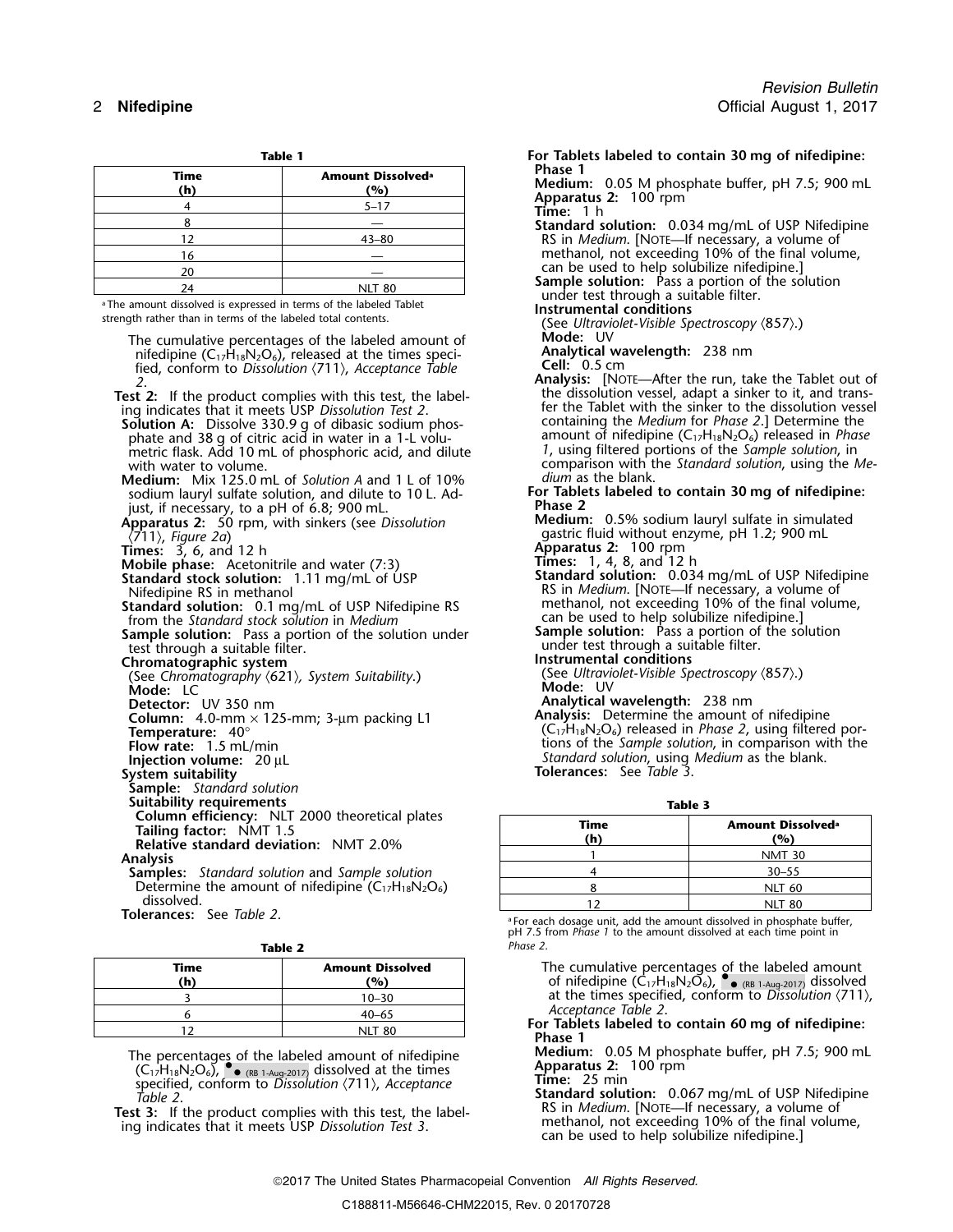**Table 1**

| Time (h) | Amount Dissolved[a] (%) |
|---|---|
| 4 | 5–17 |
| 8 | — |
| 12 | 43–80 |
| 16 | — |
| 20 | — |
| 24 | NLT 80 |

[a] The amount dissolved is expressed in terms of the labeled Tablet strength rather than in terms of the labeled total contents.

The cumulative percentages of the labeled amount of nifedipine ($C_{17}H_{18}N_2O_6$), released at the times specified, conform to *Dissolution* ⟨711⟩, *Acceptance Table 2*.

**Test 2:** If the product complies with this test, the labeling indicates that it meets USP *Dissolution Test 2*.

**Solution A:** Dissolve 330.9 g of dibasic sodium phosphate and 38 g of citric acid in water in a 1-L volumetric flask. Add 10 mL of phosphoric acid, and dilute with water to volume.

**Medium:** Mix 125.0 mL of *Solution A* and 1 L of 10% sodium lauryl sulfate solution, and dilute to 10 L. Adjust, if necessary, to a pH of 6.8; 900 mL.

**Apparatus 2:** 50 rpm, with sinkers (see *Dissolution* ⟨711⟩, *Figure 2a*)

**Times:** 3, 6, and 12 h

**Mobile phase:** Acetonitrile and water (7:3)

**Standard stock solution:** 1.11 mg/mL of USP Nifedipine RS in methanol

**Standard solution:** 0.1 mg/mL of USP Nifedipine RS from the *Standard stock solution* in *Medium*

**Sample solution:** Pass a portion of the solution under test through a suitable filter.

**Chromatographic system**

(See *Chromatography* ⟨621⟩, *System Suitability*.)

**Mode:** LC

**Detector:** UV 350 nm

**Column:** 4.0-mm × 125-mm; 3-µm packing L1

**Temperature:** 40°

**Flow rate:** 1.5 mL/min

**Injection volume:** 20 µL

**System suitability**

**Sample:** *Standard solution*

**Suitability requirements**

**Column efficiency:** NLT 2000 theoretical plates

**Tailing factor:** NMT 1.5

**Relative standard deviation:** NMT 2.0%

**Analysis**

**Samples:** *Standard solution* and *Sample solution*

Determine the amount of nifedipine ($C_{17}H_{18}N_2O_6$) dissolved.

**Tolerances:** See *Table 2*.

**Table 2**

| Time (h) | Amount Dissolved (%) |
|---|---|
| 3 | 10–30 |
| 6 | 40–65 |
| 12 | NLT 80 |

The percentages of the labeled amount of nifedipine ($C_{17}H_{18}N_2O_6$), ● ● (RB 1-Aug-2017) dissolved at the times specified, conform to *Dissolution* ⟨711⟩, *Acceptance Table 2*.

**Test 3:** If the product complies with this test, the labeling indicates that it meets USP *Dissolution Test 3*.

**For Tablets labeled to contain 30 mg of nifedipine: Phase 1**

**Medium:** 0.05 M phosphate buffer, pH 7.5; 900 mL

**Apparatus 2:** 100 rpm

**Time:** 1 h

**Standard solution:** 0.034 mg/mL of USP Nifedipine RS in *Medium*. [NOTE—If necessary, a volume of methanol, not exceeding 10% of the final volume, can be used to help solubilize nifedipine.]

**Sample solution:** Pass a portion of the solution under test through a suitable filter.

**Instrumental conditions**

(See *Ultraviolet-Visible Spectroscopy* ⟨857⟩.)

**Mode:** UV

**Analytical wavelength:** 238 nm

**Cell:** 0.5 cm

**Analysis:** [NOTE—After the run, take the Tablet out of the dissolution vessel, adapt a sinker to it, and transfer the Tablet with the sinker to the dissolution vessel containing the *Medium* for *Phase 2*.] Determine the amount of nifedipine ($C_{17}H_{18}N_2O_6$) released in *Phase 1*, using filtered portions of the *Sample solution*, in comparison with the *Standard solution*, using the *Medium* as the blank.

**For Tablets labeled to contain 30 mg of nifedipine: Phase 2**

**Medium:** 0.5% sodium lauryl sulfate in simulated gastric fluid without enzyme, pH 1.2; 900 mL

**Apparatus 2:** 100 rpm

**Times:** 1, 4, 8, and 12 h

**Standard solution:** 0.034 mg/mL of USP Nifedipine RS in *Medium*. [NOTE—If necessary, a volume of methanol, not exceeding 10% of the final volume, can be used to help solubilize nifedipine.]

**Sample solution:** Pass a portion of the solution under test through a suitable filter.

**Instrumental conditions**

(See *Ultraviolet-Visible Spectroscopy* ⟨857⟩.)

**Mode:** UV

**Analytical wavelength:** 238 nm

**Analysis:** Determine the amount of nifedipine ($C_{17}H_{18}N_2O_6$) released in *Phase 2*, using filtered portions of the *Sample solution*, in comparison with the *Standard solution*, using *Medium* as the blank.

**Tolerances:** See *Table 3*.

**Table 3**

| Time (h) | Amount Dissolved[a] (%) |
|---|---|
| 1 | NMT 30 |
| 4 | 30–55 |
| 8 | NLT 60 |
| 12 | NLT 80 |

[a] For each dosage unit, add the amount dissolved in phosphate buffer, pH 7.5 from *Phase 1* to the amount dissolved at each time point in *Phase 2*.

The cumulative percentages of the labeled amount of nifedipine ($C_{17}H_{18}N_2O_6$), ● ● (RB 1-Aug-2017) dissolved at the times specified, conform to *Dissolution* ⟨711⟩, *Acceptance Table 2*.

**For Tablets labeled to contain 60 mg of nifedipine: Phase 1**

**Medium:** 0.05 M phosphate buffer, pH 7.5; 900 mL

**Apparatus 2:** 100 rpm

**Time:** 25 min

**Standard solution:** 0.067 mg/mL of USP Nifedipine RS in *Medium*. [NOTE—If necessary, a volume of methanol, not exceeding 10% of the final volume, can be used to help solubilize nifedipine.]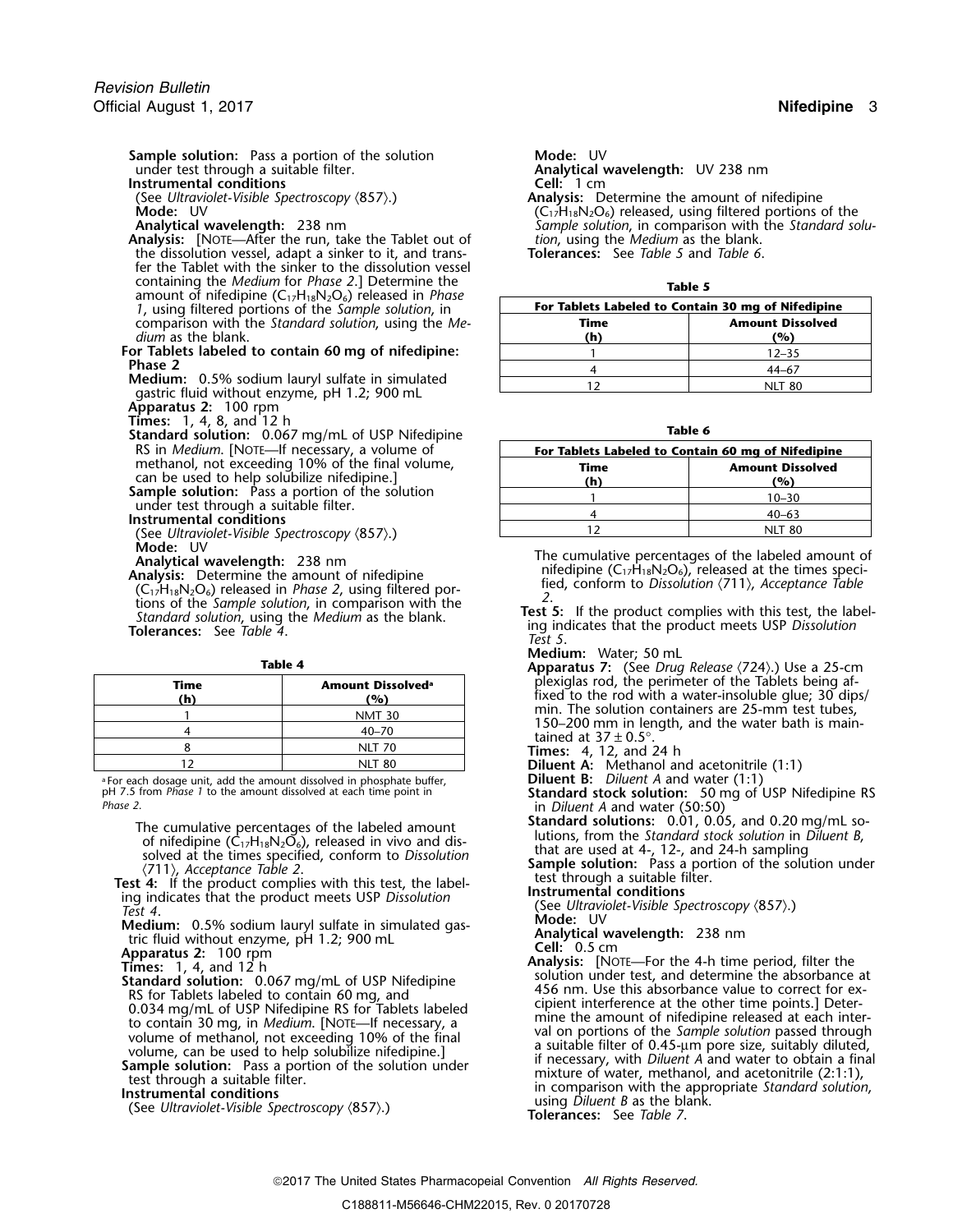**Sample solution:** Pass a portion of the solution under test through a suitable filter.

**Instrumental conditions**

(See *Ultraviolet-Visible Spectroscopy* ⟨857⟩.)

**Mode:** UV

**Analytical wavelength:** 238 nm

**Analysis:** [NOTE—After the run, take the Tablet out of the dissolution vessel, adapt a sinker to it, and transfer the Tablet with the sinker to the dissolution vessel containing the *Medium* for *Phase 2*.] Determine the amount of nifedipine ($C_{17}H_{18}N_2O_6$) released in *Phase 1*, using filtered portions of the *Sample solution*, in comparison with the *Standard solution*, using the *Medium* as the blank.

**For Tablets labeled to contain 60 mg of nifedipine:**

**Phase 2**

**Medium:** 0.5% sodium lauryl sulfate in simulated gastric fluid without enzyme, pH 1.2; 900 mL

**Apparatus 2:** 100 rpm

**Times:** 1, 4, 8, and 12 h

**Standard solution:** 0.067 mg/mL of USP Nifedipine RS in *Medium*. [NOTE—If necessary, a volume of methanol, not exceeding 10% of the final volume, can be used to help solubilize nifedipine.]

**Sample solution:** Pass a portion of the solution under test through a suitable filter.

**Instrumental conditions**

(See *Ultraviolet-Visible Spectroscopy* ⟨857⟩.)

**Mode:** UV

**Analytical wavelength:** 238 nm

**Analysis:** Determine the amount of nifedipine ($C_{17}H_{18}N_2O_6$) released in *Phase 2*, using filtered portions of the *Sample solution*, in comparison with the *Standard solution*, using the *Medium* as the blank.

**Tolerances:** See *Table 4*.

**Table 4**

| Time (h) | Amount Dissolved[a] (%) |
|---|---|
| 1 | NMT 30 |
| 4 | 40–70 |
| 8 | NLT 70 |
| 12 | NLT 80 |

[a] For each dosage unit, add the amount dissolved in phosphate buffer, pH 7.5 from *Phase 1* to the amount dissolved at each time point in *Phase 2*.

The cumulative percentages of the labeled amount of nifedipine ($C_{17}H_{18}N_2O_6$), released in vivo and dissolved at the times specified, conform to *Dissolution* ⟨711⟩, *Acceptance Table 2*.

**Test 4:** If the product complies with this test, the labeling indicates that the product meets USP *Dissolution Test 4*.

**Medium:** 0.5% sodium lauryl sulfate in simulated gastric fluid without enzyme, pH 1.2; 900 mL

**Apparatus 2:** 100 rpm

**Times:** 1, 4, and 12 h

**Standard solution:** 0.067 mg/mL of USP Nifedipine RS for Tablets labeled to contain 60 mg, and 0.034 mg/mL of USP Nifedipine RS for Tablets labeled to contain 30 mg, in *Medium*. [NOTE—If necessary, a volume of methanol, not exceeding 10% of the final volume, can be used to help solubilize nifedipine.]

**Sample solution:** Pass a portion of the solution under test through a suitable filter.

**Instrumental conditions**

(See *Ultraviolet-Visible Spectroscopy* ⟨857⟩.)

**Mode:** UV

**Analytical wavelength:** UV 238 nm

**Cell:** 1 cm

**Analysis:** Determine the amount of nifedipine ($C_{17}H_{18}N_2O_6$) released, using filtered portions of the *Sample solution*, in comparison with the *Standard solution*, using the *Medium* as the blank.

**Tolerances:** See *Table 5* and *Table 6*.

**Table 5**

| For Tablets Labeled to Contain 30 mg of Nifedipine | |
|---|---|
| **Time (h)** | **Amount Dissolved (%)** |
| 1 | 12–35 |
| 4 | 44–67 |
| 12 | NLT 80 |

**Table 6**

| For Tablets Labeled to Contain 60 mg of Nifedipine | |
|---|---|
| **Time (h)** | **Amount Dissolved (%)** |
| 1 | 10–30 |
| 4 | 40–63 |
| 12 | NLT 80 |

The cumulative percentages of the labeled amount of nifedipine ($C_{17}H_{18}N_2O_6$), released at the times specified, conform to *Dissolution* ⟨711⟩, *Acceptance Table 2*.

**Test 5:** If the product complies with this test, the labeling indicates that the product meets USP *Dissolution Test 5*.

**Medium:** Water; 50 mL

**Apparatus 7:** (See *Drug Release* ⟨724⟩.) Use a 25-cm plexiglas rod, the perimeter of the Tablets being affixed to the rod with a water-insoluble glue; 30 dips/min. The solution containers are 25-mm test tubes, 150–200 mm in length, and the water bath is maintained at 37 ± 0.5°.

**Times:** 4, 12, and 24 h

**Diluent A:** Methanol and acetonitrile (1:1)

**Diluent B:** *Diluent A* and water (1:1)

**Standard stock solution:** 50 mg of USP Nifedipine RS in *Diluent A* and water (50:50)

**Standard solutions:** 0.01, 0.05, and 0.20 mg/mL solutions, from the *Standard stock solution* in *Diluent B*, that are used at 4-, 12-, and 24-h sampling

**Sample solution:** Pass a portion of the solution under test through a suitable filter.

**Instrumental conditions**

(See *Ultraviolet-Visible Spectroscopy* ⟨857⟩.)

**Mode:** UV

**Analytical wavelength:** 238 nm

**Cell:** 0.5 cm

**Analysis:** [NOTE—For the 4-h time period, filter the solution under test, and determine the absorbance at 456 nm. Use this absorbance value to correct for excipient interference at the other time points.] Determine the amount of nifedipine released at each interval on portions of the *Sample solution* passed through a suitable filter of 0.45-µm pore size, suitably diluted, if necessary, with *Diluent A* and water to obtain a final mixture of water, methanol, and acetonitrile (2:1:1), in comparison with the appropriate *Standard solution*, using *Diluent B* as the blank.

**Tolerances:** See *Table 7*.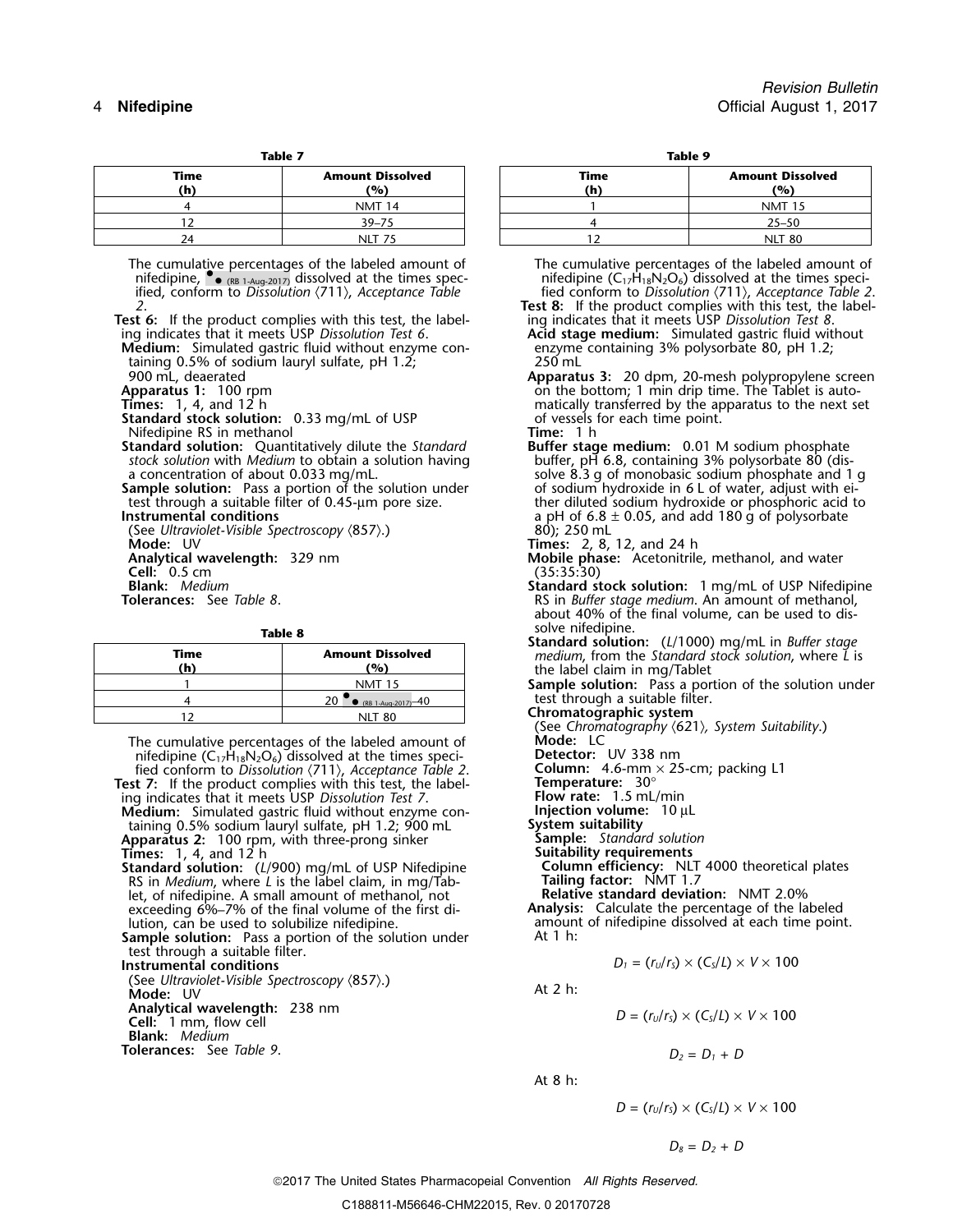**Table 7**

| Time (h) | Amount Dissolved (%) |
|---|---|
| 4 | NMT 14 |
| 12 | 39–75 |
| 24 | NLT 75 |

The cumulative percentages of the labeled amount of nifedipine, ●● (RB 1-Aug-2017) dissolved at the times specified, conform to *Dissolution* ⟨711⟩, *Acceptance Table 2*.

**Test 6:** If the product complies with this test, the labeling indicates that it meets USP *Dissolution Test 6*.

**Medium:** Simulated gastric fluid without enzyme containing 0.5% of sodium lauryl sulfate, pH 1.2; 900 mL, deaerated

**Apparatus 1:** 100 rpm

**Times:** 1, 4, and 12 h

**Standard stock solution:** 0.33 mg/mL of USP Nifedipine RS in methanol

**Standard solution:** Quantitatively dilute the *Standard stock solution* with *Medium* to obtain a solution having a concentration of about 0.033 mg/mL.

**Sample solution:** Pass a portion of the solution under test through a suitable filter of 0.45-µm pore size.

**Instrumental conditions**

(See *Ultraviolet-Visible Spectroscopy* ⟨857⟩.)

**Mode:** UV

**Analytical wavelength:** 329 nm

**Cell:** 0.5 cm

**Blank:** *Medium*

**Tolerances:** See *Table 8*.

**Table 8**

| Time (h) | Amount Dissolved (%) |
|---|---|
| 1 | NMT 15 |
| 4 | 20 ●● (RB 1-Aug-2017)–40 |
| 12 | NLT 80 |

The cumulative percentages of the labeled amount of nifedipine ($C_{17}H_{18}N_2O_6$) dissolved at the times specified conform to *Dissolution* ⟨711⟩, *Acceptance Table 2*.

**Test 7:** If the product complies with this test, the labeling indicates that it meets USP *Dissolution Test 7*.

**Medium:** Simulated gastric fluid without enzyme containing 0.5% sodium lauryl sulfate, pH 1.2; 900 mL

**Apparatus 2:** 100 rpm, with three-prong sinker

**Times:** 1, 4, and 12 h

**Standard solution:** ($L$/900) mg/mL of USP Nifedipine RS in *Medium*, where $L$ is the label claim, in mg/Tablet, of nifedipine. A small amount of methanol, not exceeding 6%–7% of the final volume of the first dilution, can be used to solubilize nifedipine.

**Sample solution:** Pass a portion of the solution under test through a suitable filter.

**Instrumental conditions**

(See *Ultraviolet-Visible Spectroscopy* ⟨857⟩.)

**Mode:** UV

**Analytical wavelength:** 238 nm

**Cell:** 1 mm, flow cell

**Blank:** *Medium*

**Tolerances:** See *Table 9*.

**Table 9**

| Time (h) | Amount Dissolved (%) |
|---|---|
| 1 | NMT 15 |
| 4 | 25–50 |
| 12 | NLT 80 |

The cumulative percentages of the labeled amount of nifedipine ($C_{17}H_{18}N_2O_6$) dissolved at the times specified conform to *Dissolution* ⟨711⟩, *Acceptance Table 2*.

**Test 8:** If the product complies with this test, the labeling indicates that it meets USP *Dissolution Test 8*.

**Acid stage medium:** Simulated gastric fluid without enzyme containing 3% polysorbate 80, pH 1.2; 250 mL

**Apparatus 3:** 20 dpm, 20-mesh polypropylene screen on the bottom; 1 min drip time. The Tablet is automatically transferred by the apparatus to the next set of vessels for each time point.

**Time:** 1 h

**Buffer stage medium:** 0.01 M sodium phosphate buffer, pH 6.8, containing 3% polysorbate 80 (dissolve 8.3 g of monobasic sodium phosphate and 1 g of sodium hydroxide in 6 L of water, adjust with either diluted sodium hydroxide or phosphoric acid to a pH of 6.8 ± 0.05, and add 180 g of polysorbate 80); 250 mL

**Times:** 2, 8, 12, and 24 h

**Mobile phase:** Acetonitrile, methanol, and water (35:35:30)

**Standard stock solution:** 1 mg/mL of USP Nifedipine RS in *Buffer stage medium*. An amount of methanol, about 40% of the final volume, can be used to dissolve nifedipine.

**Standard solution:** ($L$/1000) mg/mL in *Buffer stage medium*, from the *Standard stock solution*, where $L$ is the label claim in mg/Tablet

**Sample solution:** Pass a portion of the solution under test through a suitable filter.

**Chromatographic system**

(See *Chromatography* ⟨621⟩, *System Suitability*.)

**Mode:** LC

**Detector:** UV 338 nm

**Column:** 4.6-mm × 25-cm; packing L1

**Temperature:** 30°

**Flow rate:** 1.5 mL/min

**Injection volume:** 10 µL

**System suitability**

**Sample:** *Standard solution*

**Suitability requirements**

**Column efficiency:** NLT 4000 theoretical plates

**Tailing factor:** NMT 1.7

**Relative standard deviation:** NMT 2.0%

**Analysis:** Calculate the percentage of the labeled amount of nifedipine dissolved at each time point.

At 1 h:

$$D_1 = (r_U/r_S) \times (C_S/L) \times V \times 100$$

At 2 h:

$$D = (r_U/r_S) \times (C_S/L) \times V \times 100$$

$$D_2 = D_1 + D$$

At 8 h:

$$D = (r_U/r_S) \times (C_S/L) \times V \times 100$$

$$D_8 = D_2 + D$$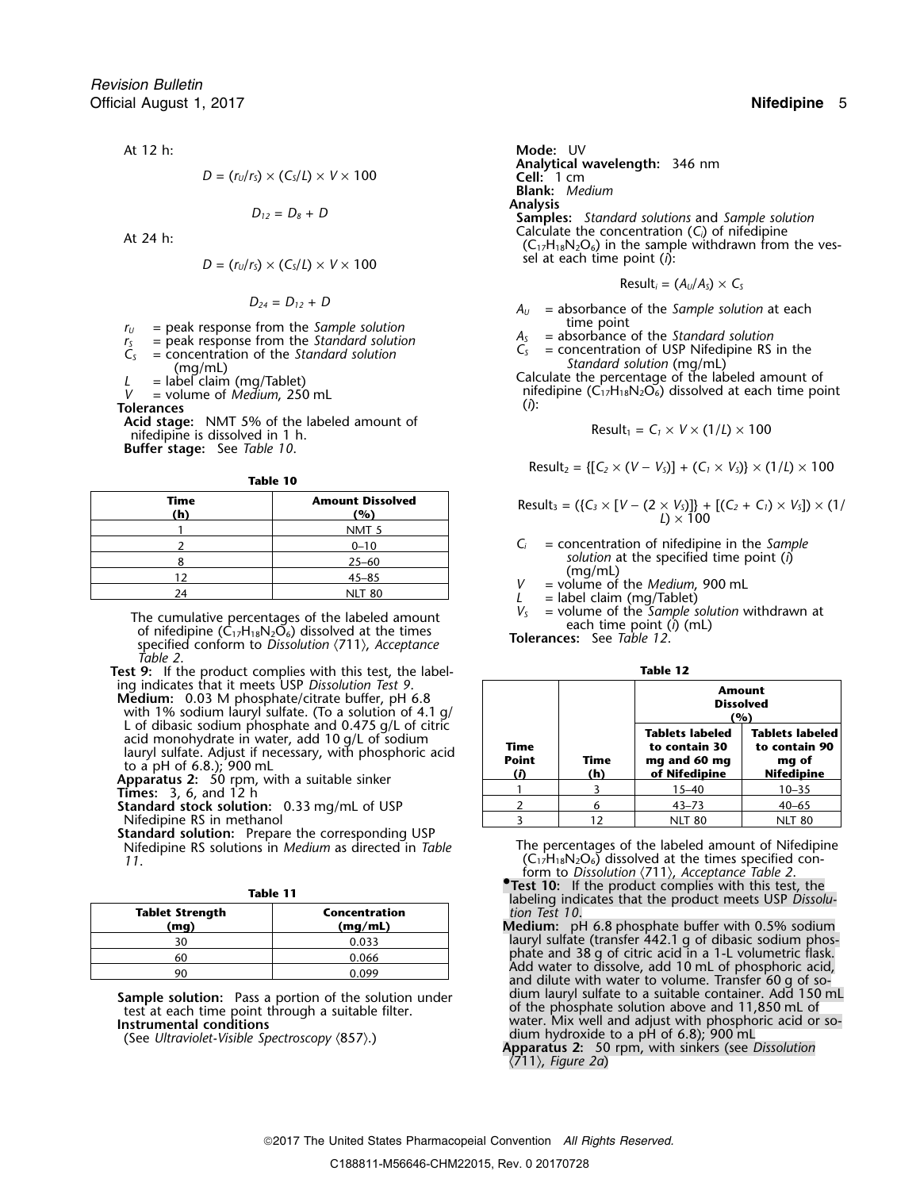At 12 h:

$$D = (r_U/r_S) \times (C_S/L) \times V \times 100$$

$$D_{12} = D_8 + D$$

At 24 h:

$$D = (r_U/r_S) \times (C_S/L) \times V \times 100$$

$$D_{24} = D_{12} + D$$

$r_U$ = peak response from the *Sample solution*
$r_S$ = peak response from the *Standard solution*
$C_S$ = concentration of the *Standard solution* (mg/mL)
$L$ = label claim (mg/Tablet)
$V$ = volume of *Medium*, 250 mL

**Tolerances**

**Acid stage:** NMT 5% of the labeled amount of nifedipine is dissolved in 1 h.

**Buffer stage:** See *Table 10*.

**Table 10**

| Time (h) | Amount Dissolved (%) |
|---|---|
| 1 | NMT 5 |
| 2 | 0–10 |
| 8 | 25–60 |
| 12 | 45–85 |
| 24 | NLT 80 |

The cumulative percentages of the labeled amount of nifedipine ($C_{17}H_{18}N_2O_6$) dissolved at the times specified conform to *Dissolution* ⟨711⟩, *Acceptance Table 2*.

**Test 9:** If the product complies with this test, the labeling indicates that it meets USP *Dissolution Test 9*.

**Medium:** 0.03 M phosphate/citrate buffer, pH 6.8 with 1% sodium lauryl sulfate. (To a solution of 4.1 g/L of dibasic sodium phosphate and 0.475 g/L of citric acid monohydrate in water, add 10 g/L of sodium lauryl sulfate. Adjust if necessary, with phosphoric acid to a pH of 6.8.); 900 mL

**Apparatus 2:** 50 rpm, with a suitable sinker

**Times:** 3, 6, and 12 h

**Standard stock solution:** 0.33 mg/mL of USP Nifedipine RS in methanol

**Standard solution:** Prepare the corresponding USP Nifedipine RS solutions in *Medium* as directed in *Table 11*.

**Table 11**

| Tablet Strength (mg) | Concentration (mg/mL) |
|---|---|
| 30 | 0.033 |
| 60 | 0.066 |
| 90 | 0.099 |

**Sample solution:** Pass a portion of the solution under test at each time point through a suitable filter.

**Instrumental conditions**

(See *Ultraviolet-Visible Spectroscopy* ⟨857⟩.)

**Mode:** UV

**Analytical wavelength:** 346 nm

**Cell:** 1 cm

**Blank:** *Medium*

**Analysis**

**Samples:** *Standard solutions* and *Sample solution*

Calculate the concentration ($C_i$) of nifedipine ($C_{17}H_{18}N_2O_6$) in the sample withdrawn from the vessel at each time point ($i$):

$$\text{Result}_i = (A_U/A_S) \times C_S$$

$A_U$ = absorbance of the *Sample solution* at each time point
$A_S$ = absorbance of the *Standard solution*
$C_S$ = concentration of USP Nifedipine RS in the *Standard solution* (mg/mL)

Calculate the percentage of the labeled amount of nifedipine ($C_{17}H_{18}N_2O_6$) dissolved at each time point ($i$):

$$\text{Result}_1 = C_1 \times V \times (1/L) \times 100$$

$$\text{Result}_2 = \{[C_2 \times (V - V_S)] + (C_1 \times V_S)\} \times (1/L) \times 100$$

$$\text{Result}_3 = (\{C_3 \times [V - (2 \times V_S)]\} + [(C_2 + C_1) \times V_S]) \times (1/L) \times 100$$

$C_i$ = concentration of nifedipine in the *Sample solution* at the specified time point ($i$) (mg/mL)
$V$ = volume of the *Medium*, 900 mL
$L$ = label claim (mg/Tablet)
$V_S$ = volume of the *Sample solution* withdrawn at each time point ($i$) (mL)

**Tolerances:** See *Table 12*.

**Table 12**

| Time Point (*i*) | Time (h) | Amount Dissolved (%) | |
|---|---|---|---|
| | | Tablets labeled to contain 30 mg and 60 mg of Nifedipine | Tablets labeled to contain 90 mg of Nifedipine |
| 1 | 3 | 15–40 | 10–35 |
| 2 | 6 | 43–73 | 40–65 |
| 3 | 12 | NLT 80 | NLT 80 |

The percentages of the labeled amount of Nifedipine ($C_{17}H_{18}N_2O_6$) dissolved at the times specified conform to *Dissolution* ⟨711⟩, *Acceptance Table 2*.

•**Test 10:** If the product complies with this test, the labeling indicates that the product meets USP *Dissolution Test 10*.

**Medium:** pH 6.8 phosphate buffer with 0.5% sodium lauryl sulfate (transfer 442.1 g of dibasic sodium phosphate and 38 g of citric acid in a 1-L volumetric flask. Add water to dissolve, add 10 mL of phosphoric acid, and dilute with water to volume. Transfer 60 g of sodium lauryl sulfate to a suitable container. Add 150 mL of the phosphate solution above and 11,850 mL of water. Mix well and adjust with phosphoric acid or sodium hydroxide to a pH of 6.8); 900 mL

**Apparatus 2:** 50 rpm, with sinkers (see *Dissolution* ⟨711⟩, *Figure 2a*)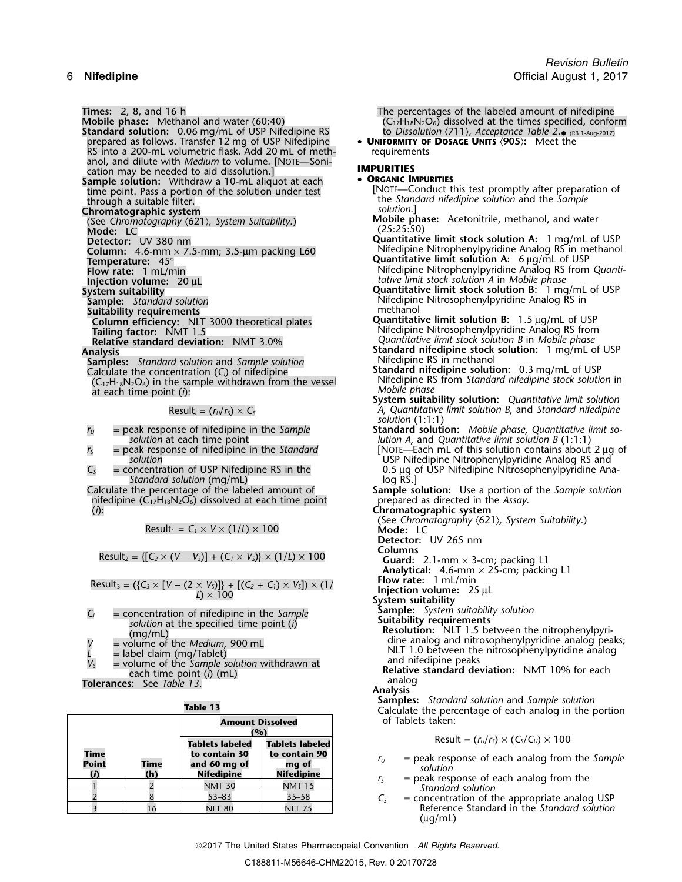**Times:** 2, 8, and 16 h

**Mobile phase:** Methanol and water (60:40)

**Standard solution:** 0.06 mg/mL of USP Nifedipine RS prepared as follows. Transfer 12 mg of USP Nifedipine RS into a 200-mL volumetric flask. Add 20 mL of methanol, and dilute with *Medium* to volume. [NOTE—Sonication may be needed to aid dissolution.]

**Sample solution:** Withdraw a 10-mL aliquot at each time point. Pass a portion of the solution under test through a suitable filter.

**Chromatographic system**

(See *Chromatography* ⟨621⟩*, System Suitability.*)

**Mode:** LC

**Detector:** UV 380 nm

**Column:** 4.6-mm × 7.5-mm; 3.5-µm packing L60

**Temperature:** 45°

**Flow rate:** 1 mL/min

**Injection volume:** 20 µL

**System suitability**

**Sample:** *Standard solution*

**Suitability requirements**

**Column efficiency:** NLT 3000 theoretical plates

**Tailing factor:** NMT 1.5

**Relative standard deviation:** NMT 3.0%

**Analysis**

**Samples:** *Standard solution* and *Sample solution*

Calculate the concentration ($C_i$) of nifedipine ($C_{17}H_{18}N_2O_6$) in the sample withdrawn from the vessel at each time point ($i$):

$$\text{Result}_i = (r_U/r_S) \times C_S$$

- $r_U$ = peak response of nifedipine in the *Sample solution* at each time point
- $r_S$ = peak response of nifedipine in the *Standard solution*
- $C_S$ = concentration of USP Nifedipine RS in the *Standard solution* (mg/mL)

Calculate the percentage of the labeled amount of nifedipine ($C_{17}H_{18}N_2O_6$) dissolved at each time point ($i$):

$$\text{Result}_1 = C_1 \times V \times (1/L) \times 100$$

$$\text{Result}_2 = \{[C_2 \times (V - V_S)] + (C_1 \times V_S)\} \times (1/L) \times 100$$

$$\text{Result}_3 = (\{C_3 \times [V - (2 \times V_S)]\} + [(C_2 + C_1) \times V_S]) \times (1/L) \times 100$$

- $C_i$ = concentration of nifedipine in the *Sample solution* at the specified time point ($i$) (mg/mL)
- $V$ = volume of the *Medium*, 900 mL
- $L$ = label claim (mg/Tablet)
- $V_S$ = volume of the *Sample solution* withdrawn at each time point ($i$) (mL)

**Tolerances:** See *Table 13*.

**Table 13**

| Time Point ($i$) | Time (h) | Amount Dissolved (%) Tablets labeled to contain 30 and 60 mg of Nifedipine | Amount Dissolved (%) Tablets labeled to contain 90 mg of Nifedipine |
|---|---|---|---|
| 1 | 2 | NMT 30 | NMT 15 |
| 2 | 8 | 53–83 | 35–58 |
| 3 | 16 | NLT 80 | NLT 75 |

The percentages of the labeled amount of nifedipine ($C_{17}H_{18}N_2O_6$) dissolved at the times specified, conform to *Dissolution* ⟨711⟩*, Acceptance Table 2*.● (RB 1-Aug-2017)

- **UNIFORMITY OF DOSAGE UNITS** ⟨905⟩**:** Meet the requirements

## IMPURITIES

- **ORGANIC IMPURITIES**

[NOTE—Conduct this test promptly after preparation of the *Standard nifedipine solution* and the *Sample solution*.]

**Mobile phase:** Acetonitrile, methanol, and water (25:25:50)

**Quantitative limit stock solution A:** 1 mg/mL of USP Nifedipine Nitrophenylpyridine Analog RS in methanol

**Quantitative limit solution A:** 6 µg/mL of USP Nifedipine Nitrophenylpyridine Analog RS from *Quantitative limit stock solution A* in *Mobile phase*

**Quantitative limit stock solution B:** 1 mg/mL of USP Nifedipine Nitrosophenylpyridine Analog RS in methanol

**Quantitative limit solution B:** 1.5 µg/mL of USP Nifedipine Nitrosophenylpyridine Analog RS from *Quantitative limit stock solution B* in *Mobile phase*

**Standard nifedipine stock solution:** 1 mg/mL of USP Nifedipine RS in methanol

**Standard nifedipine solution:** 0.3 mg/mL of USP Nifedipine RS from *Standard nifedipine stock solution* in *Mobile phase*

**System suitability solution:** *Quantitative limit solution A*, *Quantitative limit solution B*, and *Standard nifedipine solution* (1:1:1)

**Standard solution:** *Mobile phase*, *Quantitative limit solution A*, and *Quantitative limit solution B* (1:1:1)

[NOTE—Each mL of this solution contains about 2 µg of USP Nifedipine Nitrophenylpyridine Analog RS and 0.5 µg of USP Nifedipine Nitrosophenylpyridine Analog RS.]

**Sample solution:** Use a portion of the *Sample solution* prepared as directed in the *Assay*.

**Chromatographic system**

(See *Chromatography* ⟨621⟩*, System Suitability.*)

**Mode:** LC

**Detector:** UV 265 nm

**Columns**

**Guard:** 2.1-mm × 3-cm; packing L1

**Analytical:** 4.6-mm × 25-cm; packing L1

**Flow rate:** 1 mL/min

**Injection volume:** 25 µL

**System suitability**

**Sample:** *System suitability solution*

**Suitability requirements**

**Resolution:** NLT 1.5 between the nitrophenylpyridine analog and nitrosophenylpyridine analog peaks; NLT 1.0 between the nitrosophenylpyridine analog and nifedipine peaks

**Relative standard deviation:** NMT 10% for each analog

**Analysis**

**Samples:** *Standard solution* and *Sample solution*

Calculate the percentage of each analog in the portion of Tablets taken:

$$\text{Result} = (r_U/r_S) \times (C_S/C_U) \times 100$$

- $r_U$ = peak response of each analog from the *Sample solution*
- $r_S$ = peak response of each analog from the *Standard solution*
- $C_S$ = concentration of the appropriate analog USP Reference Standard in the *Standard solution* (µg/mL)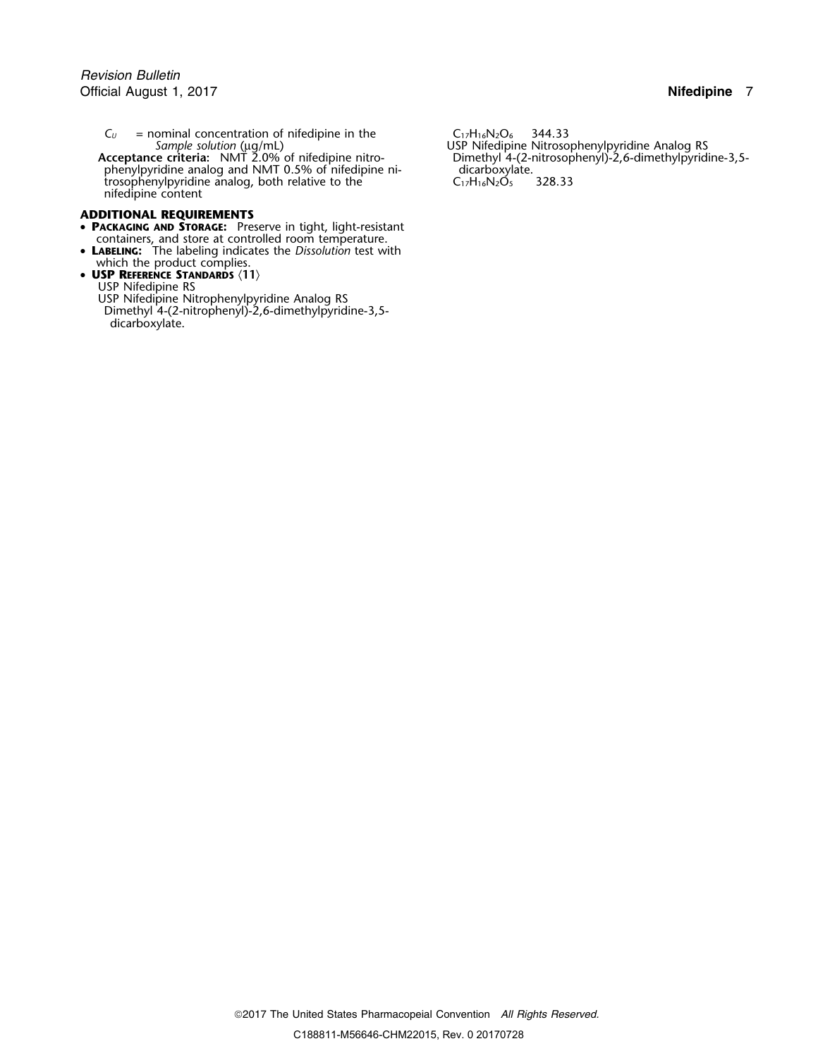$C_U$ = nominal concentration of nifedipine in the *Sample solution* (µg/mL)

**Acceptance criteria:** NMT 2.0% of nifedipine nitrophenylpyridine analog and NMT 0.5% of nifedipine nitrosophenylpyridine analog, both relative to the nifedipine content

## ADDITIONAL REQUIREMENTS

- **PACKAGING AND STORAGE:** Preserve in tight, light-resistant containers, and store at controlled room temperature.
- **LABELING:** The labeling indicates the *Dissolution* test with which the product complies.
- **USP REFERENCE STANDARDS ⟨11⟩**

  USP Nifedipine RS

  USP Nifedipine Nitrophenylpyridine Analog RS

  Dimethyl 4-(2-nitrophenyl)-2,6-dimethylpyridine-3,5-dicarboxylate.

  $C_{17}H_{16}N_2O_6$ 344.33

  USP Nifedipine Nitrosophenylpyridine Analog RS

  Dimethyl 4-(2-nitrosophenyl)-2,6-dimethylpyridine-3,5-dicarboxylate.

  $C_{17}H_{16}N_2O_5$ 328.33